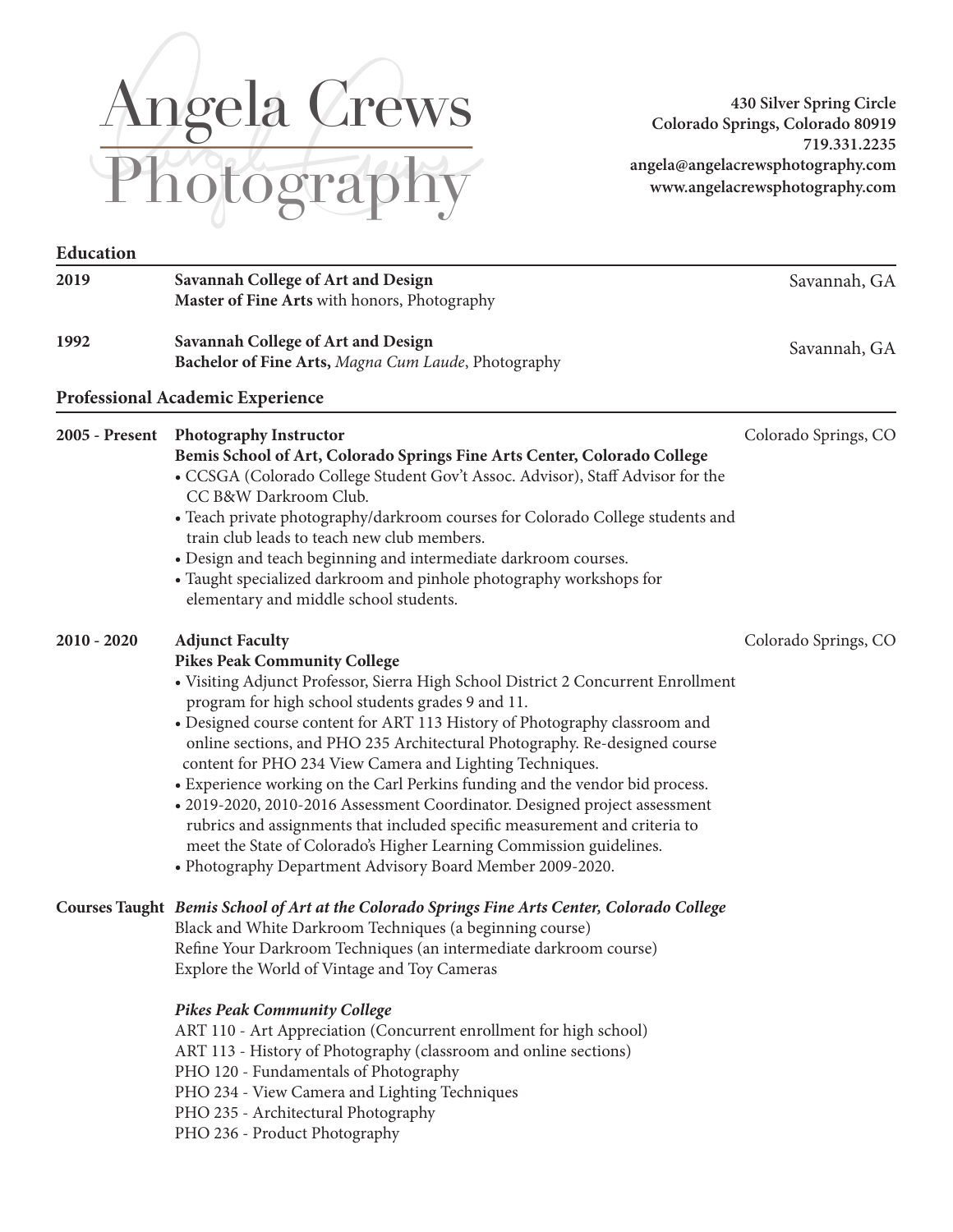# Angela Crews Photography

**430 Silver Spring Circle**
**Colorado Springs, Colorado 80919**
**719.331.2235**
**angela@angelacrewsphotography.com**
**www.angelacrewsphotography.com**

## Education

**2019** — **Savannah College of Art and Design** — Savannah, GA
**Master of Fine Arts** with honors, Photography

**1992** — **Savannah College of Art and Design** — Savannah, GA
**Bachelor of Fine Arts,** *Magna Cum Laude*, Photography

## Professional Academic Experience

**2005 - Present** — **Photography Instructor** — Colorado Springs, CO
**Bemis School of Art, Colorado Springs Fine Arts Center, Colorado College**

- CCSGA (Colorado College Student Gov't Assoc. Advisor), Staff Advisor for the CC B&W Darkroom Club.
- Teach private photography/darkroom courses for Colorado College students and train club leads to teach new club members.
- Design and teach beginning and intermediate darkroom courses.
- Taught specialized darkroom and pinhole photography workshops for elementary and middle school students.

**2010 - 2020** — **Adjunct Faculty** — Colorado Springs, CO
**Pikes Peak Community College**

- Visiting Adjunct Professor, Sierra High School District 2 Concurrent Enrollment program for high school students grades 9 and 11.
- Designed course content for ART 113 History of Photography classroom and online sections, and PHO 235 Architectural Photography. Re-designed course content for PHO 234 View Camera and Lighting Techniques.
- Experience working on the Carl Perkins funding and the vendor bid process.
- 2019-2020, 2010-2016 Assessment Coordinator. Designed project assessment rubrics and assignments that included specific measurement and criteria to meet the State of Colorado's Higher Learning Commission guidelines.
- Photography Department Advisory Board Member 2009-2020.

**Courses Taught**

***Bemis School of Art at the Colorado Springs Fine Arts Center, Colorado College***

Black and White Darkroom Techniques (a beginning course)
Refine Your Darkroom Techniques (an intermediate darkroom course)
Explore the World of Vintage and Toy Cameras

***Pikes Peak Community College***

ART 110 - Art Appreciation (Concurrent enrollment for high school)
ART 113 - History of Photography (classroom and online sections)
PHO 120 - Fundamentals of Photography
PHO 234 - View Camera and Lighting Techniques
PHO 235 - Architectural Photography
PHO 236 - Product Photography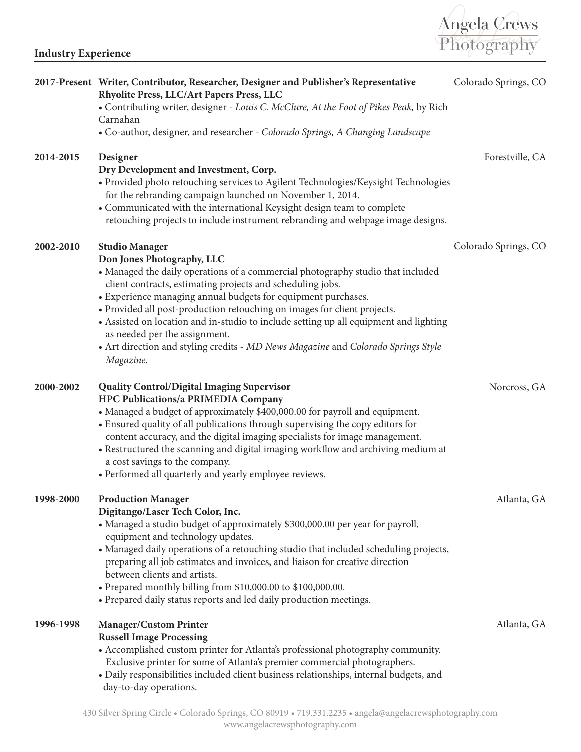## Industry Experience

**2017-Present** **Writer, Contributor, Researcher, Designer and Publisher's Representative** — Colorado Springs, CO
**Rhyolite Press, LLC/Art Papers Press, LLC**

- Contributing writer, designer - *Louis C. McClure, At the Foot of Pikes Peak,* by Rich Carnahan
- Co-author, designer, and researcher - *Colorado Springs, A Changing Landscape*

**2014-2015** **Designer** — Forestville, CA
**Dry Development and Investment, Corp.**

- Provided photo retouching services to Agilent Technologies/Keysight Technologies for the rebranding campaign launched on November 1, 2014.
- Communicated with the international Keysight design team to complete retouching projects to include instrument rebranding and webpage image designs.

**2002-2010** **Studio Manager** — Colorado Springs, CO
**Don Jones Photography, LLC**

- Managed the daily operations of a commercial photography studio that included client contracts, estimating projects and scheduling jobs.
- Experience managing annual budgets for equipment purchases.
- Provided all post-production retouching on images for client projects.
- Assisted on location and in-studio to include setting up all equipment and lighting as needed per the assignment.
- Art direction and styling credits - *MD News Magazine* and *Colorado Springs Style Magazine.*

**2000-2002** **Quality Control/Digital Imaging Supervisor** — Norcross, GA
**HPC Publications/a PRIMEDIA Company**

- Managed a budget of approximately $400,000.00 for payroll and equipment.
- Ensured quality of all publications through supervising the copy editors for content accuracy, and the digital imaging specialists for image management.
- Restructured the scanning and digital imaging workflow and archiving medium at a cost savings to the company.
- Performed all quarterly and yearly employee reviews.

**1998-2000** **Production Manager** — Atlanta, GA
**Digitango/Laser Tech Color, Inc.**

- Managed a studio budget of approximately $300,000.00 per year for payroll, equipment and technology updates.
- Managed daily operations of a retouching studio that included scheduling projects, preparing all job estimates and invoices, and liaison for creative direction between clients and artists.
- Prepared monthly billing from $10,000.00 to $100,000.00.
- Prepared daily status reports and led daily production meetings.

**1996-1998** **Manager/Custom Printer** — Atlanta, GA
**Russell Image Processing**

- Accomplished custom printer for Atlanta's professional photography community. Exclusive printer for some of Atlanta's premier commercial photographers.
- Daily responsibilities included client business relationships, internal budgets, and day-to-day operations.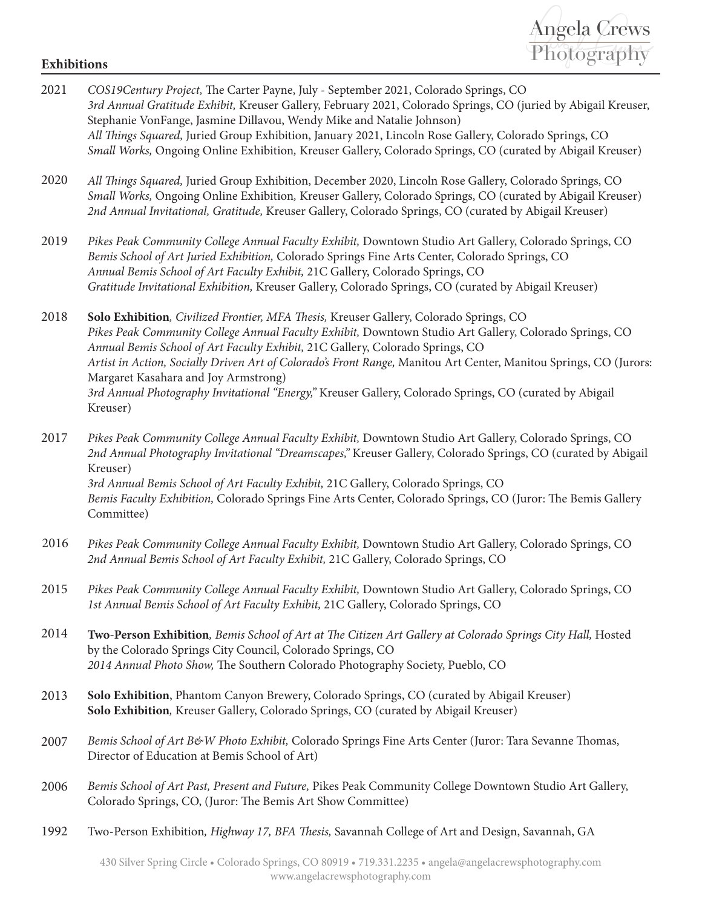## Exhibitions

**2021**
*COS19Century Project,* The Carter Payne, July - September 2021, Colorado Springs, CO
*3rd Annual Gratitude Exhibit,* Kreuser Gallery, February 2021, Colorado Springs, CO (juried by Abigail Kreuser, Stephanie VonFange, Jasmine Dillavou, Wendy Mike and Natalie Johnson)
*All Things Squared,* Juried Group Exhibition, January 2021, Lincoln Rose Gallery, Colorado Springs, CO
*Small Works,* Ongoing Online Exhibition, Kreuser Gallery, Colorado Springs, CO (curated by Abigail Kreuser)

**2020**
*All Things Squared,* Juried Group Exhibition, December 2020, Lincoln Rose Gallery, Colorado Springs, CO
*Small Works,* Ongoing Online Exhibition, Kreuser Gallery, Colorado Springs, CO (curated by Abigail Kreuser)
*2nd Annual Invitational, Gratitude,* Kreuser Gallery, Colorado Springs, CO (curated by Abigail Kreuser)

**2019**
*Pikes Peak Community College Annual Faculty Exhibit,* Downtown Studio Art Gallery, Colorado Springs, CO
*Bemis School of Art Juried Exhibition,* Colorado Springs Fine Arts Center, Colorado Springs, CO
*Annual Bemis School of Art Faculty Exhibit,* 21C Gallery, Colorado Springs, CO
*Gratitude Invitational Exhibition,* Kreuser Gallery, Colorado Springs, CO (curated by Abigail Kreuser)

**2018**
**Solo Exhibition**, *Civilized Frontier, MFA Thesis,* Kreuser Gallery, Colorado Springs, CO
*Pikes Peak Community College Annual Faculty Exhibit,* Downtown Studio Art Gallery, Colorado Springs, CO
*Annual Bemis School of Art Faculty Exhibit,* 21C Gallery, Colorado Springs, CO
*Artist in Action, Socially Driven Art of Colorado's Front Range,* Manitou Art Center, Manitou Springs, CO (Jurors: Margaret Kasahara and Joy Armstrong)
*3rd Annual Photography Invitational "Energy,"* Kreuser Gallery, Colorado Springs, CO (curated by Abigail Kreuser)

**2017**
*Pikes Peak Community College Annual Faculty Exhibit,* Downtown Studio Art Gallery, Colorado Springs, CO
*2nd Annual Photography Invitational "Dreamscapes,"* Kreuser Gallery, Colorado Springs, CO (curated by Abigail Kreuser)
*3rd Annual Bemis School of Art Faculty Exhibit,* 21C Gallery, Colorado Springs, CO
*Bemis Faculty Exhibition,* Colorado Springs Fine Arts Center, Colorado Springs, CO (Juror: The Bemis Gallery Committee)

**2016**
*Pikes Peak Community College Annual Faculty Exhibit,* Downtown Studio Art Gallery, Colorado Springs, CO
*2nd Annual Bemis School of Art Faculty Exhibit,* 21C Gallery, Colorado Springs, CO

**2015**
*Pikes Peak Community College Annual Faculty Exhibit,* Downtown Studio Art Gallery, Colorado Springs, CO
*1st Annual Bemis School of Art Faculty Exhibit,* 21C Gallery, Colorado Springs, CO

**2014**
**Two-Person Exhibition**, *Bemis School of Art at The Citizen Art Gallery at Colorado Springs City Hall,* Hosted by the Colorado Springs City Council, Colorado Springs, CO
*2014 Annual Photo Show,* The Southern Colorado Photography Society, Pueblo, CO

**2013**
**Solo Exhibition**, Phantom Canyon Brewery, Colorado Springs, CO (curated by Abigail Kreuser)
**Solo Exhibition**, Kreuser Gallery, Colorado Springs, CO (curated by Abigail Kreuser)

**2007**
*Bemis School of Art B&W Photo Exhibit,* Colorado Springs Fine Arts Center (Juror: Tara Sevanne Thomas, Director of Education at Bemis School of Art)

**2006**
*Bemis School of Art Past, Present and Future,* Pikes Peak Community College Downtown Studio Art Gallery, Colorado Springs, CO, (Juror: The Bemis Art Show Committee)

**1992**
Two-Person Exhibition, *Highway 17, BFA Thesis,* Savannah College of Art and Design, Savannah, GA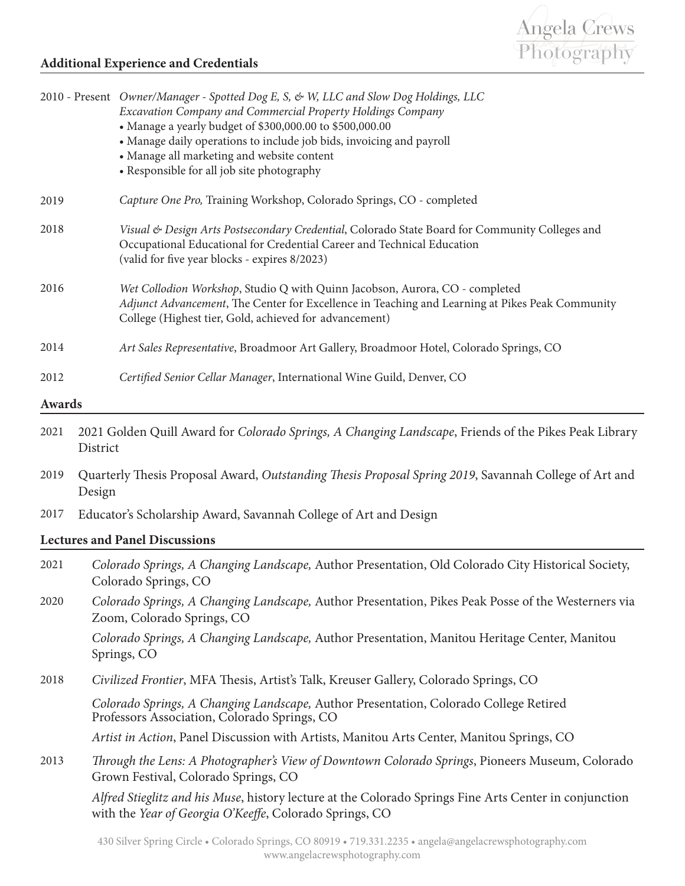## Additional Experience and Credentials

2010 - Present *Owner/Manager - Spotted Dog E, S, & W, LLC and Slow Dog Holdings, LLC*
*Excavation Company and Commercial Property Holdings Company*

- Manage a yearly budget of $300,000.00 to $500,000.00
- Manage daily operations to include job bids, invoicing and payroll
- Manage all marketing and website content
- Responsible for all job site photography

2019 *Capture One Pro,* Training Workshop, Colorado Springs, CO - completed

2018 *Visual & Design Arts Postsecondary Credential*, Colorado State Board for Community Colleges and Occupational Educational for Credential Career and Technical Education (valid for five year blocks - expires 8/2023)

2016 *Wet Collodion Workshop*, Studio Q with Quinn Jacobson, Aurora, CO - completed
*Adjunct Advancement*, The Center for Excellence in Teaching and Learning at Pikes Peak Community College (Highest tier, Gold, achieved for advancement)

2014 *Art Sales Representative*, Broadmoor Art Gallery, Broadmoor Hotel, Colorado Springs, CO

2012 *Certified Senior Cellar Manager*, International Wine Guild, Denver, CO

## Awards

2021 2021 Golden Quill Award for *Colorado Springs, A Changing Landscape*, Friends of the Pikes Peak Library District

2019 Quarterly Thesis Proposal Award, *Outstanding Thesis Proposal Spring 2019*, Savannah College of Art and Design

2017 Educator's Scholarship Award, Savannah College of Art and Design

## Lectures and Panel Discussions

2021 *Colorado Springs, A Changing Landscape,* Author Presentation, Old Colorado City Historical Society, Colorado Springs, CO

2020 *Colorado Springs, A Changing Landscape,* Author Presentation, Pikes Peak Posse of the Westerners via Zoom, Colorado Springs, CO

*Colorado Springs, A Changing Landscape,* Author Presentation, Manitou Heritage Center, Manitou Springs, CO

2018 *Civilized Frontier*, MFA Thesis, Artist's Talk, Kreuser Gallery, Colorado Springs, CO

*Colorado Springs, A Changing Landscape,* Author Presentation, Colorado College Retired Professors Association, Colorado Springs, CO

*Artist in Action*, Panel Discussion with Artists, Manitou Arts Center, Manitou Springs, CO

2013 *Through the Lens: A Photographer's View of Downtown Colorado Springs*, Pioneers Museum, Colorado Grown Festival, Colorado Springs, CO

*Alfred Stieglitz and his Muse*, history lecture at the Colorado Springs Fine Arts Center in conjunction with the *Year of Georgia O'Keeffe*, Colorado Springs, CO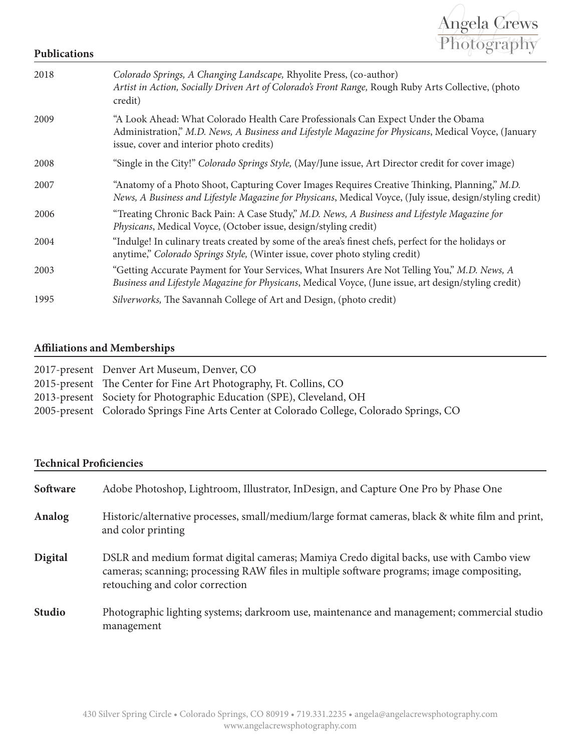## Publications

| | |
|---|---|
| 2018 | *Colorado Springs, A Changing Landscape,* Rhyolite Press, (co-author)<br>*Artist in Action, Socially Driven Art of Colorado's Front Range,* Rough Ruby Arts Collective, (photo credit) |
| 2009 | "A Look Ahead: What Colorado Health Care Professionals Can Expect Under the Obama Administration," *M.D. News, A Business and Lifestyle Magazine for Physicans*, Medical Voyce, (January issue, cover and interior photo credits) |
| 2008 | "Single in the City!" *Colorado Springs Style,* (May/June issue, Art Director credit for cover image) |
| 2007 | "Anatomy of a Photo Shoot, Capturing Cover Images Requires Creative Thinking, Planning," *M.D. News, A Business and Lifestyle Magazine for Physicans*, Medical Voyce, (July issue, design/styling credit) |
| 2006 | "Treating Chronic Back Pain: A Case Study," *M.D. News, A Business and Lifestyle Magazine for Physicans*, Medical Voyce, (October issue, design/styling credit) |
| 2004 | "Indulge! In culinary treats created by some of the area's finest chefs, perfect for the holidays or anytime," *Colorado Springs Style,* (Winter issue, cover photo styling credit) |
| 2003 | "Getting Accurate Payment for Your Services, What Insurers Are Not Telling You," *M.D. News, A Business and Lifestyle Magazine for Physicans*, Medical Voyce, (June issue, art design/styling credit) |
| 1995 | *Silverworks,* The Savannah College of Art and Design, (photo credit) |

## Affiliations and Memberships

2017-present Denver Art Museum, Denver, CO
2015-present The Center for Fine Art Photography, Ft. Collins, CO
2013-present Society for Photographic Education (SPE), Cleveland, OH
2005-present Colorado Springs Fine Arts Center at Colorado College, Colorado Springs, CO

## Technical Proficiencies

**Software** Adobe Photoshop, Lightroom, Illustrator, InDesign, and Capture One Pro by Phase One

**Analog** Historic/alternative processes, small/medium/large format cameras, black & white film and print, and color printing

**Digital** DSLR and medium format digital cameras; Mamiya Credo digital backs, use with Cambo view cameras; scanning; processing RAW files in multiple software programs; image compositing, retouching and color correction

**Studio** Photographic lighting systems; darkroom use, maintenance and management; commercial studio management